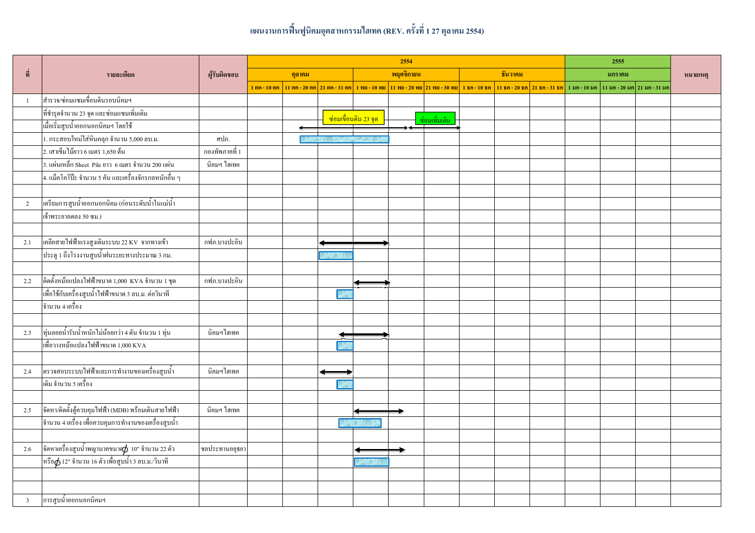# แผนงานการฟื้นฟูนิคมอุตสาหกรรมไฮเทค (REV. ครั้งที่ 1 27 ตุลาคม 2554)

| ที่ | รายละเอียด | ผู้รับผิดชอบ | 2554 | | | | | | | | | 2555 | | | หมายเหตุ |
|---|---|---|---|---|---|---|---|---|---|---|---|---|---|---|---|
| | | | ตุลาคม | | | พฤศจิกายน | | | ธันวาคม | | | มกราคม | | | |
| | | | 1 ตค - 10 ตค | 11 ตค - 20 ตค | 21 ตค - 31 ตค | 1 พย - 10 พย | 11 พย - 20 พย | 21 พย - 30 พย | 1 ธค - 10 ธค | 11 ธค - 20 ธค | 21 ธค - 31 ธค | 1 มค - 10 มค | 11 มค - 20 มค | 21 มค - 31 มค | |
| 1 | สำรวจ/ซ่อมแซมเขื่อนดินรอบนิคมฯ | | | | | | | | | | | | | | |
| | ที่ชำรุดจำนวน 23 จุด และซ่อมแซมเพิ่มเติม | | | | ซ่อมเขื่อนดิน 23 จุด | | | ซ่อมเพิ่มเติม | | | | | | | |
| | เมื่อเริ่มสูบน้ำออกนอกนิคมฯ โดยใช้ | | | | | | | | | | | | | | |
| | 1. กระสอบใหม่ใส่หินคลุก จำนวน 5,000 ลบ.ม. | ศปภ. | | | | | | | | | | | | | |
| | 2. เสาเข็มไม้ยาว 6 เมตร 1,650 ต้น | กองทัพภาคที่ 1 | | | | | | | | | | | | | |
| | 3. แผ่นเหล็ก Sheet Pile ยาว 6 เมตร จำนวน 200 แผ่น | นิคมฯ ไฮเทค | | | | | | | | | | | | | |
| | 4. แม็คโคโป๊ะ จำนวน 5 คัน และเครื่องจักรกลหนักอื่น ๆ | | | | | | | | | | | | | | |
| | | | | | | | | | | | | | | | |
| 2 | เตรียมการสูบน้ำออกนอกนิคม (ก่อนระดับน้ำในแม่น้ำ | | | | | | | | | | | | | | |
| | เจ้าพระยาลดลง 50 ซม.) | | | | | | | | | | | | | | |
| | | | | | | | | | | | | | | | |
| 2.1 | เคลื่อนสายไฟฟ้าแรงสูงเดิมระบบ 22 KV จากทางเข้า | กฟภ.บางปะอิน | | | | | | | | | | | | | |
| | ประตู 1 ถึงโรงงานสูบน้ำฝนระยะทางประมาณ 3 กม. | | | | | | | | | | | | | | |
| | | | | | | | | | | | | | | | |
| 2.2 | ติดตั้งหม้อแปลงไฟฟ้าขนาด 1,000 KVA จำนวน 1 ชุด | กฟภ.บางปะอิน | | | | | | | | | | | | | |
| | เพื่อใช้กับเครื่องสูบน้ำไฟฟ้าขนาด 3 ลบ.ม. ต่อวินาที | | | | | | | | | | | | | | |
| | จำนวน 4 เครื่อง | | | | | | | | | | | | | | |
| | | | | | | | | | | | | | | | |
| 2.3 | ทุ่นลอยน้ำรับน้ำหนักไม่น้อยกว่า 4 ตัน จำนวน 1 ทุ่น | นิคมฯไฮเทค | | | | | | | | | | | | | |
| | เพื่อวางหม้อแปลงไฟฟ้าขนาด 1,000 KVA | | | | | | | | | | | | | | |
| | | | | | | | | | | | | | | | |
| 2.4 | ตรวจสอบระบบไฟฟ้าและการทำงานของเครื่องสูบน้ำ | นิคมฯไฮเทค | | | | | | | | | | | | | |
| | เดิม จำนวน 5 เครื่อง | | | | | | | | | | | | | | |
| | | | | | | | | | | | | | | | |
| 2.5 | จัดหา/ติดตั้งตู้ควบคุมไฟฟ้า (MDB) พร้อมเดินสายไฟฟ้า | นิคมฯ ไฮเทค | | | | | | | | | | | | | |
| | จำนวน 4 เครื่อง เพื่อควบคุมการทำงานของเครื่องสูบน้ำ | | | | | | | | | | | | | | |
| | | | | | | | | | | | | | | | |
| 2.6 | จัดหาเครื่องสูบน้ำพญานาคขนาด ϕ 10" จำนวน 22 ตัว | ชลประทานอยุธยา | | | | | | | | | | | | | |
| | หรือ ϕ 12" จำนวน 16 ตัว เพื่อสูบน้ำ 3 ลบ.ม./วินาที | | | | | | | | | | | | | | |
| | | | | | | | | | | | | | | | |
| | | | | | | | | | | | | | | | |
| 3 | การสูบน้ำออกนอกนิคมฯ | | | | | | | | | | | | | | |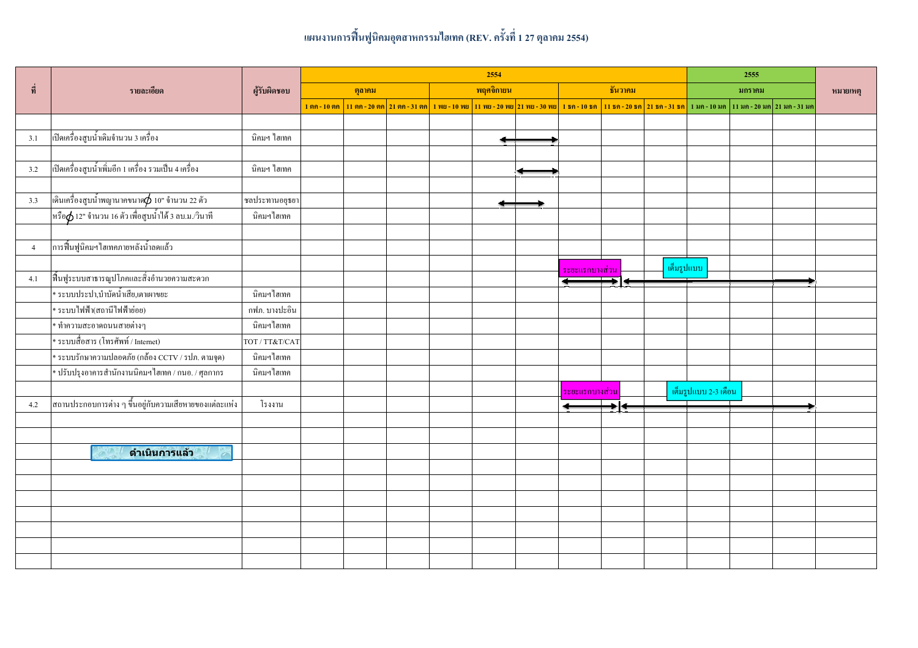# แผนงานการฟื้นฟูนิคมอุตสาหกรรมไฮเทค (REV. ครั้งที่ 1 27 ตุลาคม 2554)

| ที่ | รายละเอียด | ผู้รับผิดชอบ | 2554 | | | | | | | | | 2555 | | | หมายเหตุ |
|---|---|---|---|---|---|---|---|---|---|---|---|---|---|---|---|
| | | | ตุลาคม | | | พฤศจิกายน | | | ธันวาคม | | | มกราคม | | | |
| | | | 1 ตค - 10 ตค | 11 ตค - 20 ตค | 21 ตค - 31 ตค | 1 พย - 10 พย | 11 พย - 20 พย | 21 พย - 30 พย | 1 ธค - 10 ธค | 11 ธค - 20 ธค | 21 ธค - 31 ธค | 1 มค - 10 มค | 11 มค - 20 มค | 21 มค - 31 มค | |
| 3.1 | เปิดเครื่องสูบน้ำเดิมจำนวน 3 เครื่อง | นิคมฯ ไฮเทค | | | | | | | | | | | | | |
| 3.2 | เปิดเครื่องสูบน้ำเพิ่มอีก 1 เครื่อง รวมเป็น 4 เครื่อง | นิคมฯ ไฮเทค | | | | | | | | | | | | | |
| 3.3 | เดินเครื่องสูบน้ำพญานาคขนาด $\phi$ 10" จำนวน 22 ตัว | ชลประทานอยุธยา | | | | | | | | | | | | | |
| | หรือ $\phi$ 12" จำนวน 16 ตัว เพื่อสูบน้ำได้ 3 ลบ.ม./วินาที | นิคมฯไฮเทค | | | | | | | | | | | | | |
| 4 | การฟื้นฟูนิคมฯไฮเทคภายหลังน้ำลดแล้ว | | | | | | | | | | | | | | |
| | | | | | | | | | ระยะแรกบางส่วน | | | เต็มรูปแบบ | | | |
| 4.1 | ฟื้นฟูระบบสาธารณูปโภคและสิ่งอำนวยความสะดวก | | | | | | | | | | | | | | |
| | * ระบบประปา,บำบัดน้ำเสีย,เตาเผาขยะ | นิคมฯไฮเทค | | | | | | | | | | | | | |
| | * ระบบไฟฟ้า(สถานีไฟฟ้าย่อย) | กฟภ. บางปะอิน | | | | | | | | | | | | | |
| | * ทำความสะอาดถนนสายต่างๆ | นิคมฯไฮเทค | | | | | | | | | | | | | |
| | * ระบบสื่อสาร (โทรศัพท์ / Internet) | TOT / TT&T/CAT | | | | | | | | | | | | | |
| | * ระบบรักษาความปลอดภัย (กล้อง CCTV / รปภ. ตามจุด) | นิคมฯไฮเทค | | | | | | | | | | | | | |
| | * ปรับปรุงอาคารสำนักงานนิคมฯไฮเทค / กนอ. / ศุลกากร | นิคมฯไฮเทค | | | | | | | | | | | | | |
| | | | | | | | | | ระยะแรกบางส่วน | | | เต็มรูปแบบ 2-3 เดือน | | | |
| 4.2 | สถานประกอบการต่าง ๆ ขึ้นอยู่กับความเสียหายของแต่ละแห่ง | โรงงาน | | | | | | | | | | | | | |

ดำเนินการแล้ว